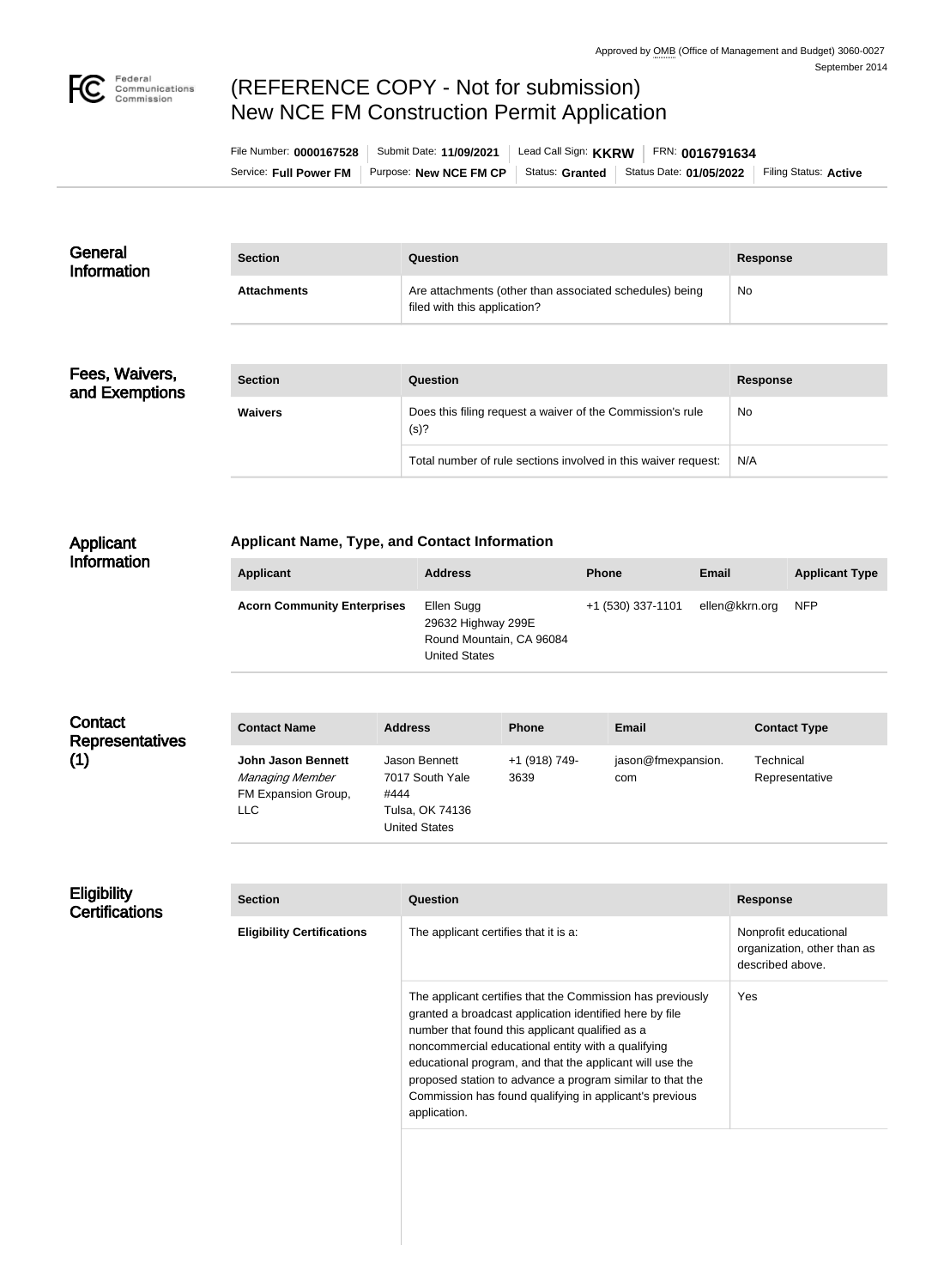Approved by OMB (Office of Management and Budget) 3060-0027
September 2014

# (REFERENCE COPY - Not for submission) New NCE FM Construction Permit Application

File Number: **0000167528** | Submit Date: **11/09/2021** | Lead Call Sign: **KKRW** | FRN: **0016791634**
Service: **Full Power FM** | Purpose: **New NCE FM CP** | Status: **Granted** | Status Date: **01/05/2022** | Filing Status: **Active**

## General Information

| Section | Question | Response |
| --- | --- | --- |
| **Attachments** | Are attachments (other than associated schedules) being filed with this application? | No |

## Fees, Waivers, and Exemptions

| Section | Question | Response |
| --- | --- | --- |
| **Waivers** | Does this filing request a waiver of the Commission's rule (s)? | No |
| | Total number of rule sections involved in this waiver request: | N/A |

## Applicant Information

### Applicant Name, Type, and Contact Information

| Applicant | Address | Phone | Email | Applicant Type |
| --- | --- | --- | --- | --- |
| **Acorn Community Enterprises** | Ellen Sugg<br>29632 Highway 299E<br>Round Mountain, CA 96084<br>United States | +1 (530) 337-1101 | ellen@kkrn.org | NFP |

## Contact Representatives (1)

| Contact Name | Address | Phone | Email | Contact Type |
| --- | --- | --- | --- | --- |
| **John Jason Bennett**<br>*Managing Member*<br>FM Expansion Group, LLC | Jason Bennett<br>7017 South Yale #444<br>Tulsa, OK 74136<br>United States | +1 (918) 749-3639 | jason@fmexpansion.com | Technical Representative |

## Eligibility Certifications

| Section | Question | Response |
| --- | --- | --- |
| **Eligibility Certifications** | The applicant certifies that it is a: | Nonprofit educational organization, other than as described above. |
| | The applicant certifies that the Commission has previously granted a broadcast application identified here by file number that found this applicant qualified as a noncommercial educational entity with a qualifying educational program, and that the applicant will use the proposed station to advance a program similar to that the Commission has found qualifying in applicant's previous application. | Yes |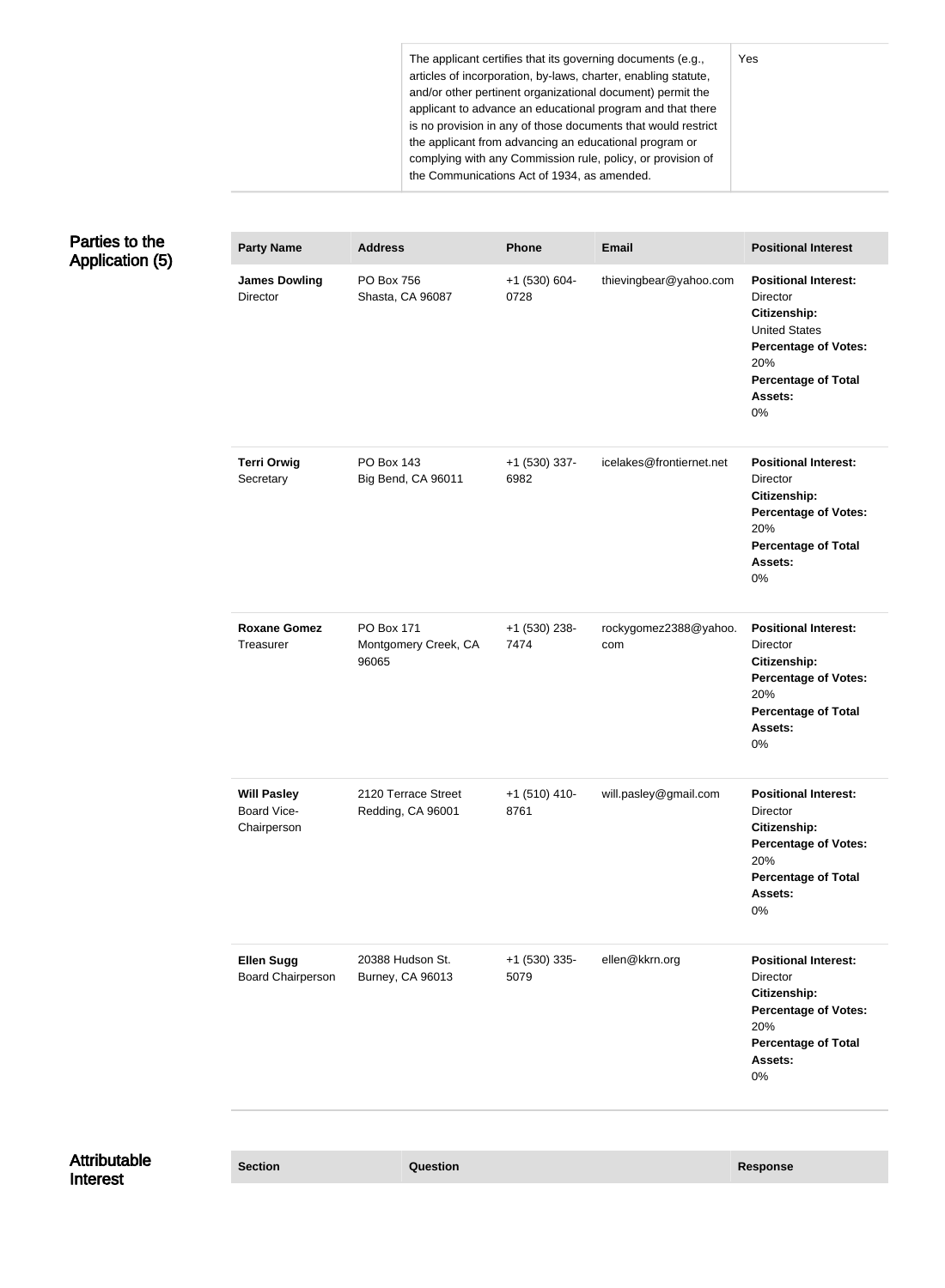| | |
|---|---|
| The applicant certifies that its governing documents (e.g., articles of incorporation, by-laws, charter, enabling statute, and/or other pertinent organizational document) permit the applicant to advance an educational program and that there is no provision in any of those documents that would restrict the applicant from advancing an educational program or complying with any Commission rule, policy, or provision of the Communications Act of 1934, as amended. | Yes |

## Parties to the Application (5)

| Party Name | Address | Phone | Email | Positional Interest |
|---|---|---|---|---|
| **James Dowling** Director | PO Box 756 Shasta, CA 96087 | +1 (530) 604-0728 | thievingbear@yahoo.com | **Positional Interest:** Director **Citizenship:** United States **Percentage of Votes:** 20% **Percentage of Total Assets:** 0% |
| **Terri Orwig** Secretary | PO Box 143 Big Bend, CA 96011 | +1 (530) 337-6982 | icelakes@frontiernet.net | **Positional Interest:** Director **Citizenship:** **Percentage of Votes:** 20% **Percentage of Total Assets:** 0% |
| **Roxane Gomez** Treasurer | PO Box 171 Montgomery Creek, CA 96065 | +1 (530) 238-7474 | rockygomez2388@yahoo.com | **Positional Interest:** Director **Citizenship:** **Percentage of Votes:** 20% **Percentage of Total Assets:** 0% |
| **Will Pasley** Board Vice-Chairperson | 2120 Terrace Street Redding, CA 96001 | +1 (510) 410-8761 | will.pasley@gmail.com | **Positional Interest:** Director **Citizenship:** **Percentage of Votes:** 20% **Percentage of Total Assets:** 0% |
| **Ellen Sugg** Board Chairperson | 20388 Hudson St. Burney, CA 96013 | +1 (530) 335-5079 | ellen@kkrn.org | **Positional Interest:** Director **Citizenship:** **Percentage of Votes:** 20% **Percentage of Total Assets:** 0% |

## Attributable Interest

| Section | Question | Response |
|---|---|---|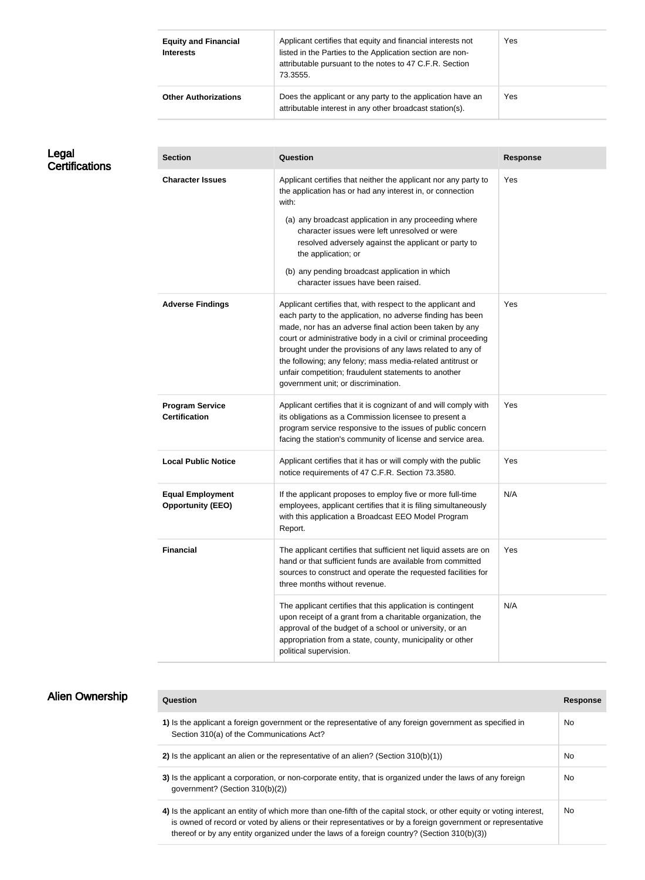| | | |
|---|---|---|
| **Equity and Financial Interests** | Applicant certifies that equity and financial interests not listed in the Parties to the Application section are non-attributable pursuant to the notes to 47 C.F.R. Section 73.3555. | Yes |
| **Other Authorizations** | Does the applicant or any party to the application have an attributable interest in any other broadcast station(s). | Yes |

## Legal Certifications

| Section | Question | Response |
|---|---|---|
| **Character Issues** | Applicant certifies that neither the applicant nor any party to the application has or had any interest in, or connection with: (a) any broadcast application in any proceeding where character issues were left unresolved or were resolved adversely against the applicant or party to the application; or (b) any pending broadcast application in which character issues have been raised. | Yes |
| **Adverse Findings** | Applicant certifies that, with respect to the applicant and each party to the application, no adverse finding has been made, nor has an adverse final action been taken by any court or administrative body in a civil or criminal proceeding brought under the provisions of any laws related to any of the following; any felony; mass media-related antitrust or unfair competition; fraudulent statements to another government unit; or discrimination. | Yes |
| **Program Service Certification** | Applicant certifies that it is cognizant of and will comply with its obligations as a Commission licensee to present a program service responsive to the issues of public concern facing the station's community of license and service area. | Yes |
| **Local Public Notice** | Applicant certifies that it has or will comply with the public notice requirements of 47 C.F.R. Section 73.3580. | Yes |
| **Equal Employment Opportunity (EEO)** | If the applicant proposes to employ five or more full-time employees, applicant certifies that it is filing simultaneously with this application a Broadcast EEO Model Program Report. | N/A |
| **Financial** | The applicant certifies that sufficient net liquid assets are on hand or that sufficient funds are available from committed sources to construct and operate the requested facilities for three months without revenue. | Yes |
| | The applicant certifies that this application is contingent upon receipt of a grant from a charitable organization, the approval of the budget of a school or university, or an appropriation from a state, county, municipality or other political supervision. | N/A |

## Alien Ownership

| Question | Response |
|---|---|
| **1)** Is the applicant a foreign government or the representative of any foreign government as specified in Section 310(a) of the Communications Act? | No |
| **2)** Is the applicant an alien or the representative of an alien? (Section 310(b)(1)) | No |
| **3)** Is the applicant a corporation, or non-corporate entity, that is organized under the laws of any foreign government? (Section 310(b)(2)) | No |
| **4)** Is the applicant an entity of which more than one-fifth of the capital stock, or other equity or voting interest, is owned of record or voted by aliens or their representatives or by a foreign government or representative thereof or by any entity organized under the laws of a foreign country? (Section 310(b)(3)) | No |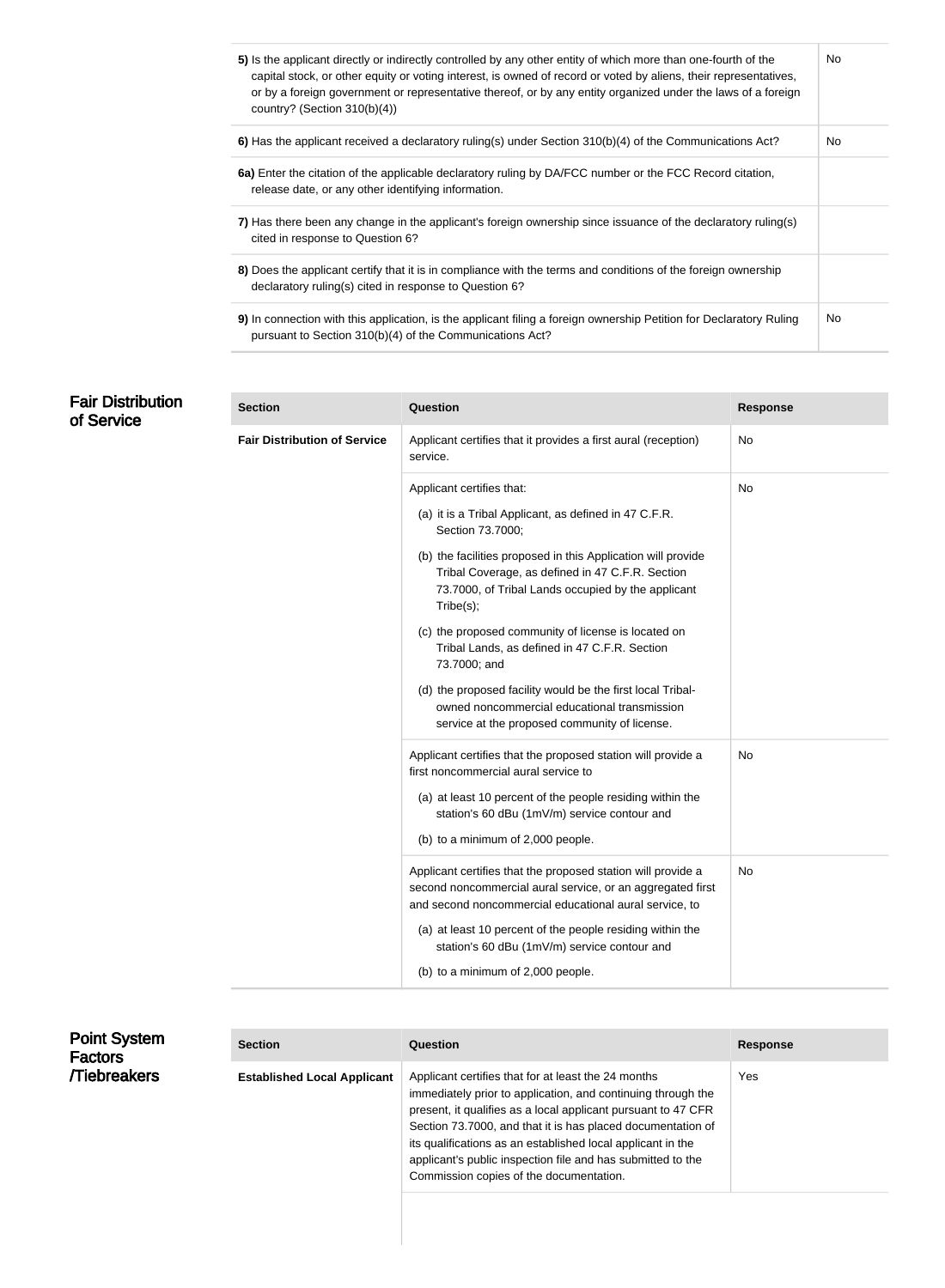| Question | Response |
|---|---|
| **5)** Is the applicant directly or indirectly controlled by any other entity of which more than one-fourth of the capital stock, or other equity or voting interest, is owned of record or voted by aliens, their representatives, or by a foreign government or representative thereof, or by any entity organized under the laws of a foreign country? (Section 310(b)(4)) | No |
| **6)** Has the applicant received a declaratory ruling(s) under Section 310(b)(4) of the Communications Act? | No |
| **6a)** Enter the citation of the applicable declaratory ruling by DA/FCC number or the FCC Record citation, release date, or any other identifying information. | |
| **7)** Has there been any change in the applicant's foreign ownership since issuance of the declaratory ruling(s) cited in response to Question 6? | |
| **8)** Does the applicant certify that it is in compliance with the terms and conditions of the foreign ownership declaratory ruling(s) cited in response to Question 6? | |
| **9)** In connection with this application, is the applicant filing a foreign ownership Petition for Declaratory Ruling pursuant to Section 310(b)(4) of the Communications Act? | No |

## Fair Distribution of Service

| Section | Question | Response |
|---|---|---|
| **Fair Distribution of Service** | Applicant certifies that it provides a first aural (reception) service. | No |
| | Applicant certifies that: (a) it is a Tribal Applicant, as defined in 47 C.F.R. Section 73.7000; (b) the facilities proposed in this Application will provide Tribal Coverage, as defined in 47 C.F.R. Section 73.7000, of Tribal Lands occupied by the applicant Tribe(s); (c) the proposed community of license is located on Tribal Lands, as defined in 47 C.F.R. Section 73.7000; and (d) the proposed facility would be the first local Tribal-owned noncommercial educational transmission service at the proposed community of license. | No |
| | Applicant certifies that the proposed station will provide a first noncommercial aural service to (a) at least 10 percent of the people residing within the station's 60 dBu (1mV/m) service contour and (b) to a minimum of 2,000 people. | No |
| | Applicant certifies that the proposed station will provide a second noncommercial aural service, or an aggregated first and second noncommercial educational aural service, to (a) at least 10 percent of the people residing within the station's 60 dBu (1mV/m) service contour and (b) to a minimum of 2,000 people. | No |

## Point System Factors /Tiebreakers

| Section | Question | Response |
|---|---|---|
| **Established Local Applicant** | Applicant certifies that for at least the 24 months immediately prior to application, and continuing through the present, it qualifies as a local applicant pursuant to 47 CFR Section 73.7000, and that it is has placed documentation of its qualifications as an established local applicant in the applicant's public inspection file and has submitted to the Commission copies of the documentation. | Yes |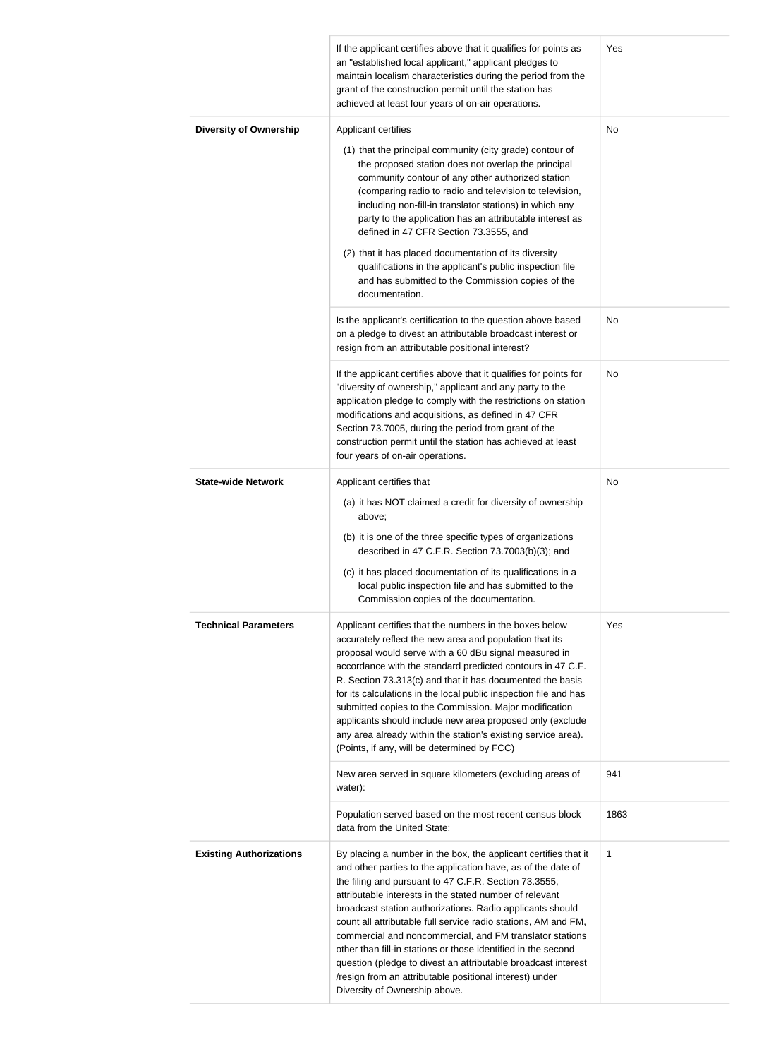| | | |
|---|---|---|
| | If the applicant certifies above that it qualifies for points as an "established local applicant," applicant pledges to maintain localism characteristics during the period from the grant of the construction permit until the station has achieved at least four years of on-air operations. | Yes |
| **Diversity of Ownership** | Applicant certifies<br>(1) that the principal community (city grade) contour of the proposed station does not overlap the principal community contour of any other authorized station (comparing radio to radio and television to television, including non-fill-in translator stations) in which any party to the application has an attributable interest as defined in 47 CFR Section 73.3555, and<br>(2) that it has placed documentation of its diversity qualifications in the applicant's public inspection file and has submitted to the Commission copies of the documentation. | No |
| | Is the applicant's certification to the question above based on a pledge to divest an attributable broadcast interest or resign from an attributable positional interest? | No |
| | If the applicant certifies above that it qualifies for points for "diversity of ownership," applicant and any party to the application pledge to comply with the restrictions on station modifications and acquisitions, as defined in 47 CFR Section 73.7005, during the period from grant of the construction permit until the station has achieved at least four years of on-air operations. | No |
| **State-wide Network** | Applicant certifies that<br>(a) it has NOT claimed a credit for diversity of ownership above;<br>(b) it is one of the three specific types of organizations described in 47 C.F.R. Section 73.7003(b)(3); and<br>(c) it has placed documentation of its qualifications in a local public inspection file and has submitted to the Commission copies of the documentation. | No |
| **Technical Parameters** | Applicant certifies that the numbers in the boxes below accurately reflect the new area and population that its proposal would serve with a 60 dBu signal measured in accordance with the standard predicted contours in 47 C.F.R. Section 73.313(c) and that it has documented the basis for its calculations in the local public inspection file and has submitted copies to the Commission. Major modification applicants should include new area proposed only (exclude any area already within the station's existing service area). (Points, if any, will be determined by FCC) | Yes |
| | New area served in square kilometers (excluding areas of water): | 941 |
| | Population served based on the most recent census block data from the United State: | 1863 |
| **Existing Authorizations** | By placing a number in the box, the applicant certifies that it and other parties to the application have, as of the date of the filing and pursuant to 47 C.F.R. Section 73.3555, attributable interests in the stated number of relevant broadcast station authorizations. Radio applicants should count all attributable full service radio stations, AM and FM, commercial and noncommercial, and FM translator stations other than fill-in stations or those identified in the second question (pledge to divest an attributable broadcast interest /resign from an attributable positional interest) under Diversity of Ownership above. | 1 |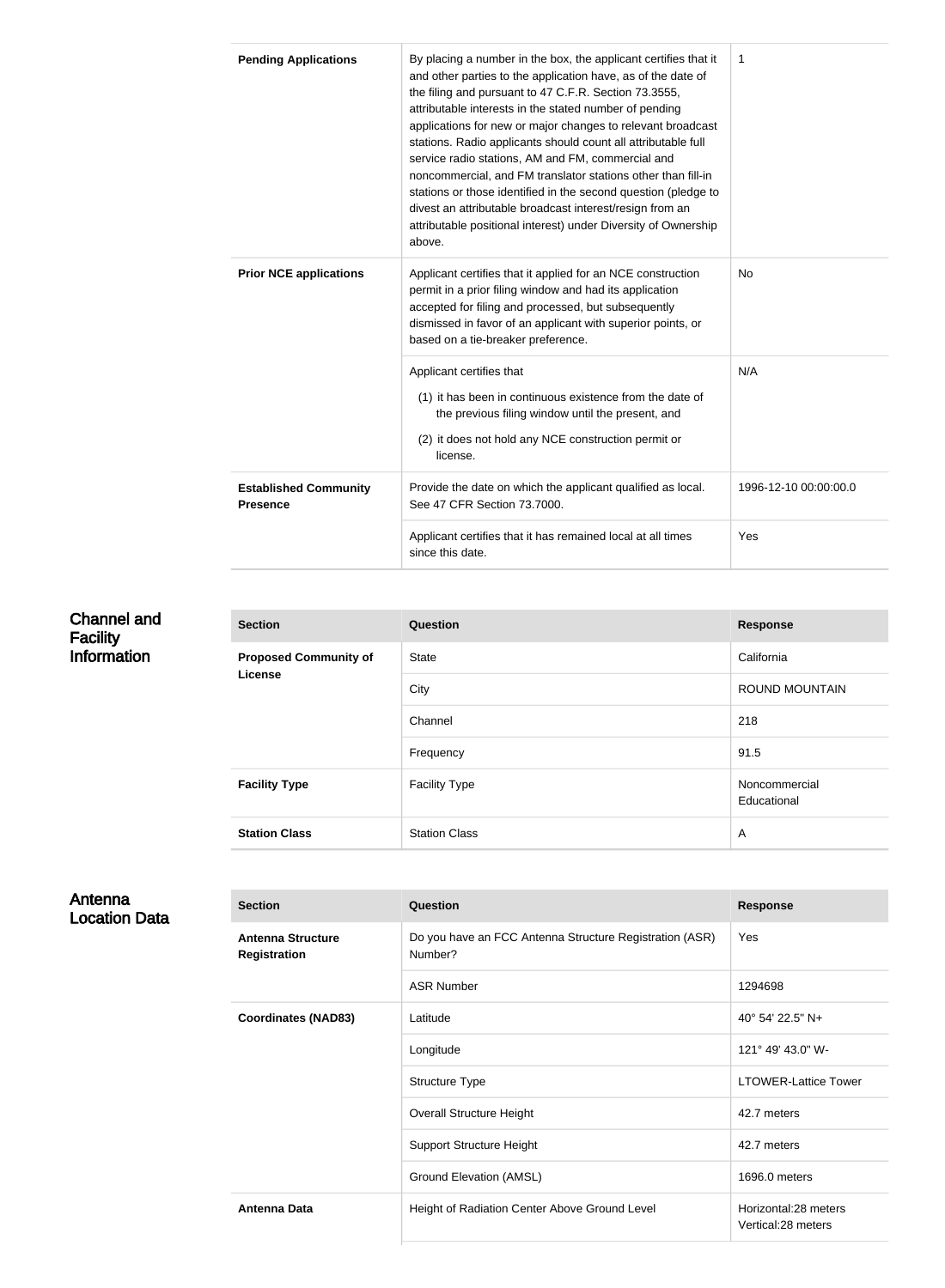| | | |
|---|---|---|
| **Pending Applications** | By placing a number in the box, the applicant certifies that it and other parties to the application have, as of the date of the filing and pursuant to 47 C.F.R. Section 73.3555, attributable interests in the stated number of pending applications for new or major changes to relevant broadcast stations. Radio applicants should count all attributable full service radio stations, AM and FM, commercial and noncommercial, and FM translator stations other than fill-in stations or those identified in the second question (pledge to divest an attributable broadcast interest/resign from an attributable positional interest) under Diversity of Ownership above. | 1 |
| **Prior NCE applications** | Applicant certifies that it applied for an NCE construction permit in a prior filing window and had its application accepted for filing and processed, but subsequently dismissed in favor of an applicant with superior points, or based on a tie-breaker preference. | No |
| | Applicant certifies that (1) it has been in continuous existence from the date of the previous filing window until the present, and (2) it does not hold any NCE construction permit or license. | N/A |
| **Established Community Presence** | Provide the date on which the applicant qualified as local. See 47 CFR Section 73.7000. | 1996-12-10 00:00:00.0 |
| | Applicant certifies that it has remained local at all times since this date. | Yes |

## Channel and Facility Information

| Section | Question | Response |
|---|---|---|
| **Proposed Community of License** | State | California |
| | City | ROUND MOUNTAIN |
| | Channel | 218 |
| | Frequency | 91.5 |
| **Facility Type** | Facility Type | Noncommercial Educational |
| **Station Class** | Station Class | A |

## Antenna Location Data

| Section | Question | Response |
|---|---|---|
| **Antenna Structure Registration** | Do you have an FCC Antenna Structure Registration (ASR) Number? | Yes |
| | ASR Number | 1294698 |
| **Coordinates (NAD83)** | Latitude | 40° 54' 22.5" N+ |
| | Longitude | 121° 49' 43.0" W- |
| | Structure Type | LTOWER-Lattice Tower |
| | Overall Structure Height | 42.7 meters |
| | Support Structure Height | 42.7 meters |
| | Ground Elevation (AMSL) | 1696.0 meters |
| **Antenna Data** | Height of Radiation Center Above Ground Level | Horizontal:28 meters Vertical:28 meters |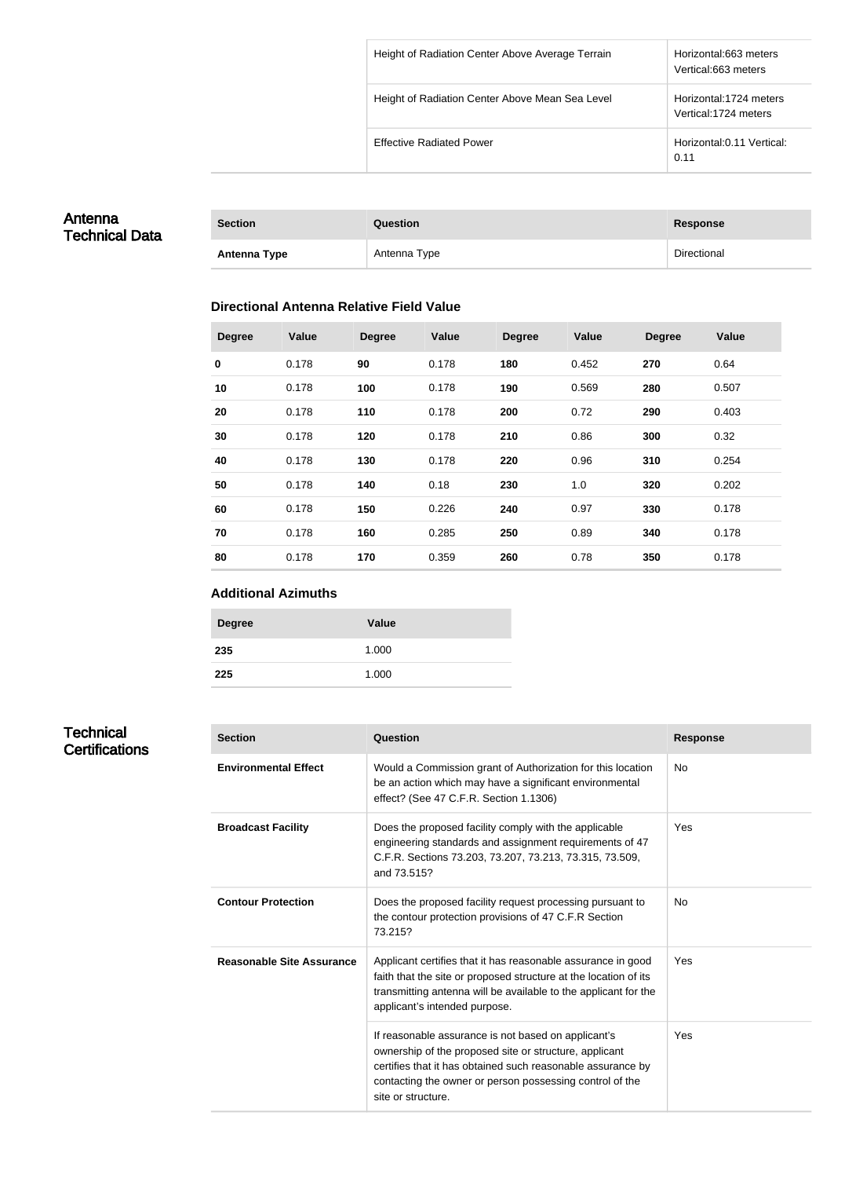| | |
|---|---|
| Height of Radiation Center Above Average Terrain | Horizontal:663 meters Vertical:663 meters |
| Height of Radiation Center Above Mean Sea Level | Horizontal:1724 meters Vertical:1724 meters |
| Effective Radiated Power | Horizontal:0.11 Vertical: 0.11 |

## Antenna Technical Data

| Section | Question | Response |
|---|---|---|
| **Antenna Type** | Antenna Type | Directional |

### Directional Antenna Relative Field Value

| Degree | Value | Degree | Value | Degree | Value | Degree | Value |
|---|---|---|---|---|---|---|---|
| **0** | 0.178 | **90** | 0.178 | **180** | 0.452 | **270** | 0.64 |
| **10** | 0.178 | **100** | 0.178 | **190** | 0.569 | **280** | 0.507 |
| **20** | 0.178 | **110** | 0.178 | **200** | 0.72 | **290** | 0.403 |
| **30** | 0.178 | **120** | 0.178 | **210** | 0.86 | **300** | 0.32 |
| **40** | 0.178 | **130** | 0.178 | **220** | 0.96 | **310** | 0.254 |
| **50** | 0.178 | **140** | 0.18 | **230** | 1.0 | **320** | 0.202 |
| **60** | 0.178 | **150** | 0.226 | **240** | 0.97 | **330** | 0.178 |
| **70** | 0.178 | **160** | 0.285 | **250** | 0.89 | **340** | 0.178 |
| **80** | 0.178 | **170** | 0.359 | **260** | 0.78 | **350** | 0.178 |

### Additional Azimuths

| Degree | Value |
|---|---|
| **235** | 1.000 |
| **225** | 1.000 |

## Technical Certifications

| Section | Question | Response |
|---|---|---|
| **Environmental Effect** | Would a Commission grant of Authorization for this location be an action which may have a significant environmental effect? (See 47 C.F.R. Section 1.1306) | No |
| **Broadcast Facility** | Does the proposed facility comply with the applicable engineering standards and assignment requirements of 47 C.F.R. Sections 73.203, 73.207, 73.213, 73.315, 73.509, and 73.515? | Yes |
| **Contour Protection** | Does the proposed facility request processing pursuant to the contour protection provisions of 47 C.F.R Section 73.215? | No |
| **Reasonable Site Assurance** | Applicant certifies that it has reasonable assurance in good faith that the site or proposed structure at the location of its transmitting antenna will be available to the applicant for the applicant's intended purpose. | Yes |
| | If reasonable assurance is not based on applicant's ownership of the proposed site or structure, applicant certifies that it has obtained such reasonable assurance by contacting the owner or person possessing control of the site or structure. | Yes |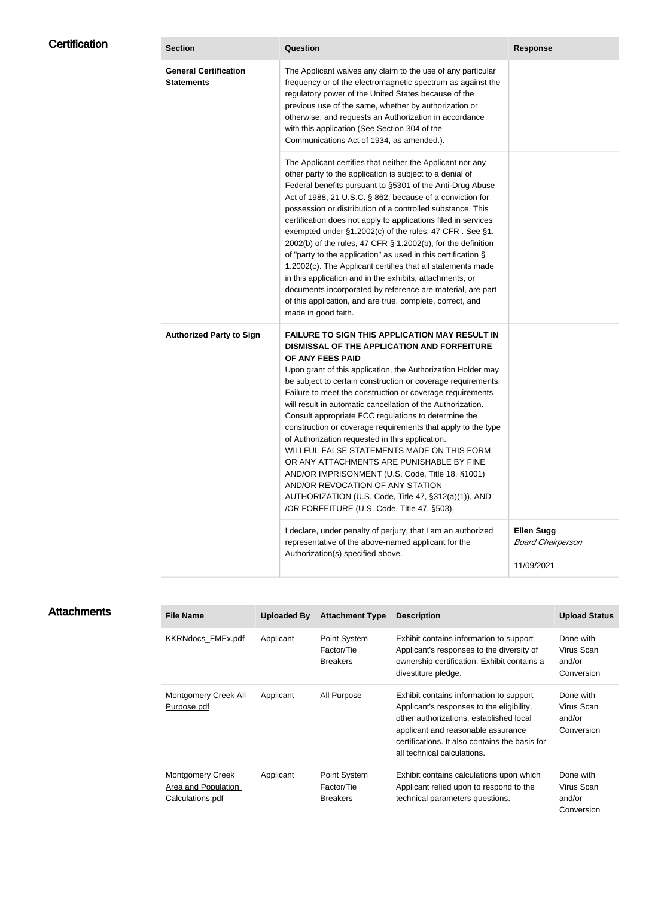## Certification

| Section | Question | Response |
| --- | --- | --- |
| **General Certification Statements** | The Applicant waives any claim to the use of any particular frequency or of the electromagnetic spectrum as against the regulatory power of the United States because of the previous use of the same, whether by authorization or otherwise, and requests an Authorization in accordance with this application (See Section 304 of the Communications Act of 1934, as amended.). | |
| | The Applicant certifies that neither the Applicant nor any other party to the application is subject to a denial of Federal benefits pursuant to §5301 of the Anti-Drug Abuse Act of 1988, 21 U.S.C. § 862, because of a conviction for possession or distribution of a controlled substance. This certification does not apply to applications filed in services exempted under §1.2002(c) of the rules, 47 CFR . See §1. 2002(b) of the rules, 47 CFR § 1.2002(b), for the definition of "party to the application" as used in this certification § 1.2002(c). The Applicant certifies that all statements made in this application and in the exhibits, attachments, or documents incorporated by reference are material, are part of this application, and are true, complete, correct, and made in good faith. | |
| **Authorized Party to Sign** | **FAILURE TO SIGN THIS APPLICATION MAY RESULT IN DISMISSAL OF THE APPLICATION AND FORFEITURE OF ANY FEES PAID** Upon grant of this application, the Authorization Holder may be subject to certain construction or coverage requirements. Failure to meet the construction or coverage requirements will result in automatic cancellation of the Authorization. Consult appropriate FCC regulations to determine the construction or coverage requirements that apply to the type of Authorization requested in this application. WILLFUL FALSE STATEMENTS MADE ON THIS FORM OR ANY ATTACHMENTS ARE PUNISHABLE BY FINE AND/OR IMPRISONMENT (U.S. Code, Title 18, §1001) AND/OR REVOCATION OF ANY STATION AUTHORIZATION (U.S. Code, Title 47, §312(a)(1)), AND /OR FORFEITURE (U.S. Code, Title 47, §503). | |
| | I declare, under penalty of perjury, that I am an authorized representative of the above-named applicant for the Authorization(s) specified above. | **Ellen Sugg** *Board Chairperson* 11/09/2021 |

## Attachments

| File Name | Uploaded By | Attachment Type | Description | Upload Status |
| --- | --- | --- | --- | --- |
| KKRNdocs_FMEx.pdf | Applicant | Point System Factor/Tie Breakers | Exhibit contains information to support Applicant's responses to the diversity of ownership certification. Exhibit contains a divestiture pledge. | Done with Virus Scan and/or Conversion |
| Montgomery Creek All Purpose.pdf | Applicant | All Purpose | Exhibit contains information to support Applicant's responses to the eligibility, other authorizations, established local applicant and reasonable assurance certifications. It also contains the basis for all technical calculations. | Done with Virus Scan and/or Conversion |
| Montgomery Creek Area and Population Calculations.pdf | Applicant | Point System Factor/Tie Breakers | Exhibit contains calculations upon which Applicant relied upon to respond to the technical parameters questions. | Done with Virus Scan and/or Conversion |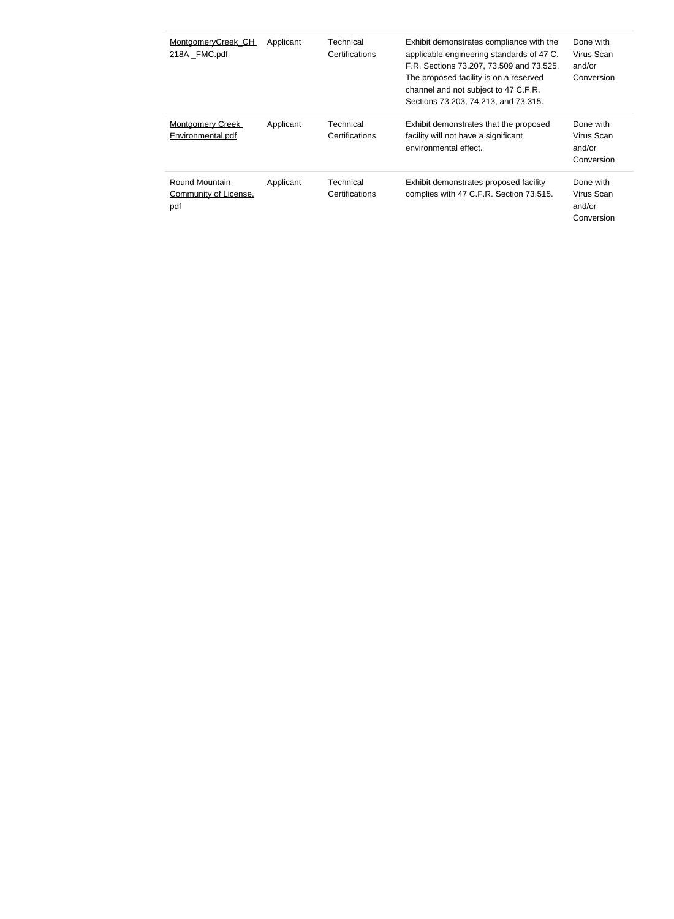| | | | | |
|---|---|---|---|---|
| MontgomeryCreek_CH 218A _FMC.pdf | Applicant | Technical Certifications | Exhibit demonstrates compliance with the applicable engineering standards of 47 C.F.R. Sections 73.207, 73.509 and 73.525. The proposed facility is on a reserved channel and not subject to 47 C.F.R. Sections 73.203, 74.213, and 73.315. | Done with Virus Scan and/or Conversion |
| Montgomery Creek Environmental.pdf | Applicant | Technical Certifications | Exhibit demonstrates that the proposed facility will not have a significant environmental effect. | Done with Virus Scan and/or Conversion |
| Round Mountain Community of License.pdf | Applicant | Technical Certifications | Exhibit demonstrates proposed facility complies with 47 C.F.R. Section 73.515. | Done with Virus Scan and/or Conversion |